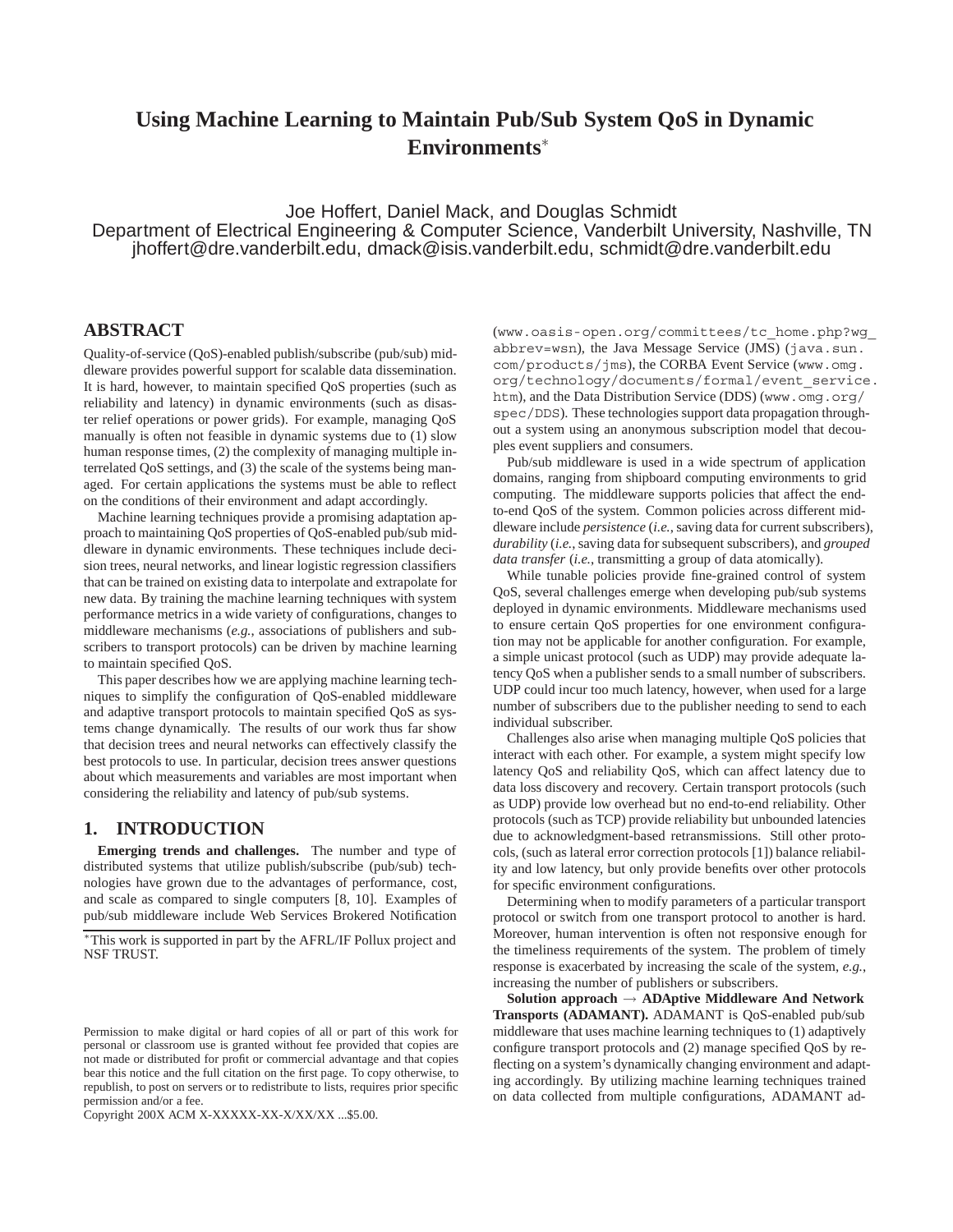# Using Machine Learning to Maintain Pub/Sub System QoS in Dynamic Environments*

Joe Hoffert, Daniel Mack, and Douglas Schmidt
Department of Electrical Engineering & Computer Science, Vanderbilt University, Nashville, TN
jhoffert@dre.vanderbilt.edu, dmack@isis.vanderbilt.edu, schmidt@dre.vanderbilt.edu

## ABSTRACT

Quality-of-service (QoS)-enabled publish/subscribe (pub/sub) middleware provides powerful support for scalable data dissemination. It is hard, however, to maintain specified QoS properties (such as reliability and latency) in dynamic environments (such as disaster relief operations or power grids). For example, managing QoS manually is often not feasible in dynamic systems due to (1) slow human response times, (2) the complexity of managing multiple interrelated QoS settings, and (3) the scale of the systems being managed. For certain applications the systems must be able to reflect on the conditions of their environment and adapt accordingly.

Machine learning techniques provide a promising adaptation approach to maintaining QoS properties of QoS-enabled pub/sub middleware in dynamic environments. These techniques include decision trees, neural networks, and linear logistic regression classifiers that can be trained on existing data to interpolate and extrapolate for new data. By training the machine learning techniques with system performance metrics in a wide variety of configurations, changes to middleware mechanisms (*e.g.*, associations of publishers and subscribers to transport protocols) can be driven by machine learning to maintain specified QoS.

This paper describes how we are applying machine learning techniques to simplify the configuration of QoS-enabled middleware and adaptive transport protocols to maintain specified QoS as systems change dynamically. The results of our work thus far show that decision trees and neural networks can effectively classify the best protocols to use. In particular, decision trees answer questions about which measurements and variables are most important when considering the reliability and latency of pub/sub systems.

## 1. INTRODUCTION

**Emerging trends and challenges.** The number and type of distributed systems that utilize publish/subscribe (pub/sub) technologies have grown due to the advantages of performance, cost, and scale as compared to single computers [8, 10]. Examples of pub/sub middleware include Web Services Brokered Notification (www.oasis-open.org/committees/tc_home.php?wg_abbrev=wsn), the Java Message Service (JMS) (java.sun.com/products/jms), the CORBA Event Service (www.omg.org/technology/documents/formal/event_service.htm), and the Data Distribution Service (DDS) (www.omg.org/spec/DDS). These technologies support data propagation throughout a system using an anonymous subscription model that decouples event suppliers and consumers.

Pub/sub middleware is used in a wide spectrum of application domains, ranging from shipboard computing environments to grid computing. The middleware supports policies that affect the end-to-end QoS of the system. Common policies across different middleware include *persistence* (*i.e.*, saving data for current subscribers), *durability* (*i.e.*, saving data for subsequent subscribers), and *grouped data transfer* (*i.e.*, transmitting a group of data atomically).

While tunable policies provide fine-grained control of system QoS, several challenges emerge when developing pub/sub systems deployed in dynamic environments. Middleware mechanisms used to ensure certain QoS properties for one environment configuration may not be applicable for another configuration. For example, a simple unicast protocol (such as UDP) may provide adequate latency QoS when a publisher sends to a small number of subscribers. UDP could incur too much latency, however, when used for a large number of subscribers due to the publisher needing to send to each individual subscriber.

Challenges also arise when managing multiple QoS policies that interact with each other. For example, a system might specify low latency QoS and reliability QoS, which can affect latency due to data loss discovery and recovery. Certain transport protocols (such as UDP) provide low overhead but no end-to-end reliability. Other protocols (such as TCP) provide reliability but unbounded latencies due to acknowledgment-based retransmissions. Still other protocols, (such as lateral error correction protocols [1]) balance reliability and low latency, but only provide benefits over other protocols for specific environment configurations.

Determining when to modify parameters of a particular transport protocol or switch from one transport protocol to another is hard. Moreover, human intervention is often not responsive enough for the timeliness requirements of the system. The problem of timely response is exacerbated by increasing the scale of the system, *e.g.*, increasing the number of publishers or subscribers.

**Solution approach → ADAptive Middleware And Network Transports (ADAMANT).** ADAMANT is QoS-enabled pub/sub middleware that uses machine learning techniques to (1) adaptively configure transport protocols and (2) manage specified QoS by reflecting on a system's dynamically changing environment and adapting accordingly. By utilizing machine learning techniques trained on data collected from multiple configurations, ADAMANT ad-

*This work is supported in part by the AFRL/IF Pollux project and NSF TRUST.

Permission to make digital or hard copies of all or part of this work for personal or classroom use is granted without fee provided that copies are not made or distributed for profit or commercial advantage and that copies bear this notice and the full citation on the first page. To copy otherwise, to republish, to post on servers or to redistribute to lists, requires prior specific permission and/or a fee.
Copyright 200X ACM X-XXXXX-XX-X/XX/XX ...$5.00.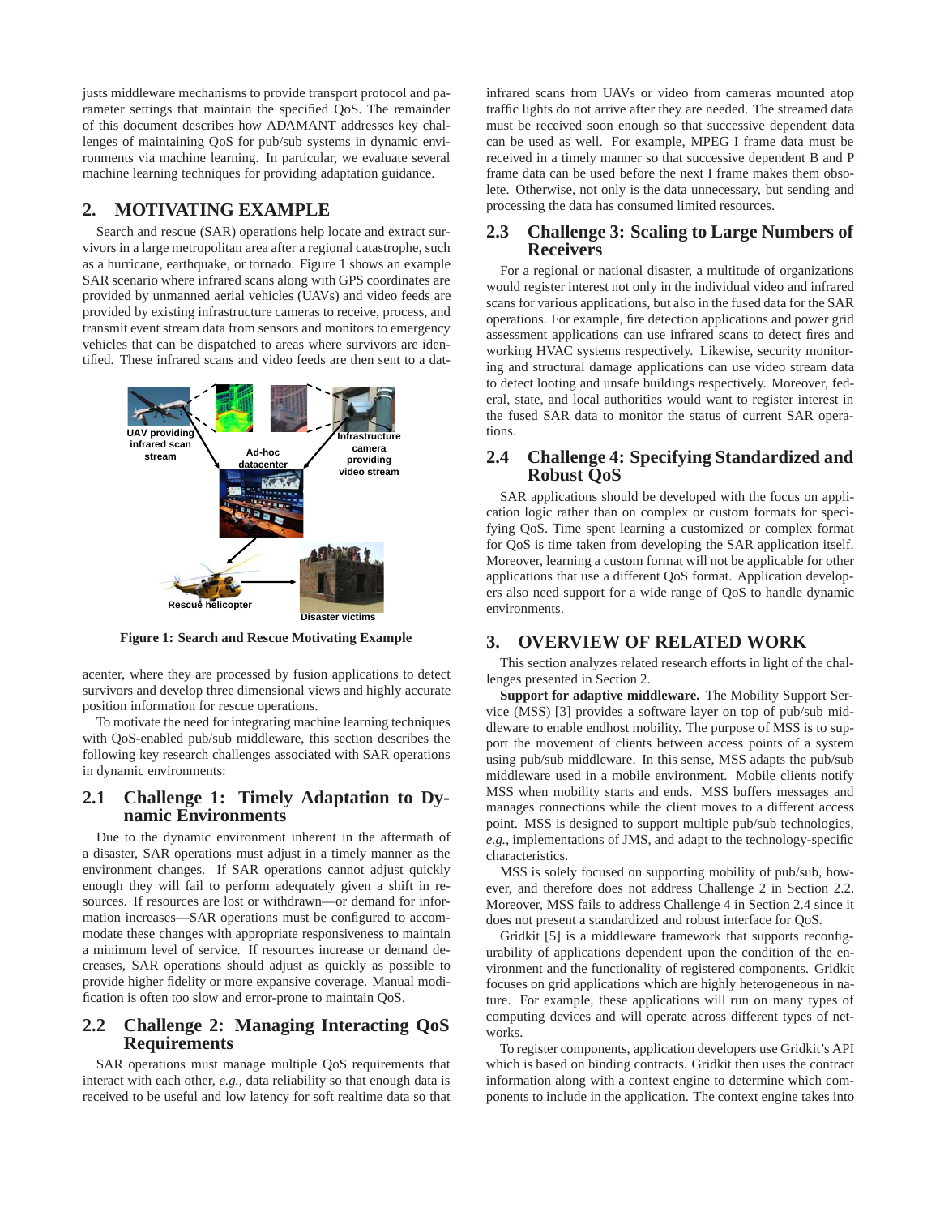justs middleware mechanisms to provide transport protocol and parameter settings that maintain the specified QoS. The remainder of this document describes how ADAMANT addresses key challenges of maintaining QoS for pub/sub systems in dynamic environments via machine learning. In particular, we evaluate several machine learning techniques for providing adaptation guidance.

## 2. MOTIVATING EXAMPLE

Search and rescue (SAR) operations help locate and extract survivors in a large metropolitan area after a regional catastrophe, such as a hurricane, earthquake, or tornado. Figure 1 shows an example SAR scenario where infrared scans along with GPS coordinates are provided by unmanned aerial vehicles (UAVs) and video feeds are provided by existing infrastructure cameras to receive, process, and transmit event stream data from sensors and monitors to emergency vehicles that can be dispatched to areas where survivors are identified. These infrared scans and video feeds are then sent to a datacenter, where they are processed by fusion applications to detect survivors and develop three dimensional views and highly accurate position information for rescue operations.

UAV providing infrared scan stream

Ad-hoc datacenter

Infrastructure camera providing video stream

Rescue helicopter

Disaster victims

**Figure 1: Search and Rescue Motivating Example**

To motivate the need for integrating machine learning techniques with QoS-enabled pub/sub middleware, this section describes the following key research challenges associated with SAR operations in dynamic environments:

### 2.1 Challenge 1: Timely Adaptation to Dynamic Environments

Due to the dynamic environment inherent in the aftermath of a disaster, SAR operations must adjust in a timely manner as the environment changes. If SAR operations cannot adjust quickly enough they will fail to perform adequately given a shift in resources. If resources are lost or withdrawn—or demand for information increases—SAR operations must be configured to accommodate these changes with appropriate responsiveness to maintain a minimum level of service. If resources increase or demand decreases, SAR operations should adjust as quickly as possible to provide higher fidelity or more expansive coverage. Manual modification is often too slow and error-prone to maintain QoS.

### 2.2 Challenge 2: Managing Interacting QoS Requirements

SAR operations must manage multiple QoS requirements that interact with each other, *e.g.*, data reliability so that enough data is received to be useful and low latency for soft realtime data so that infrared scans from UAVs or video from cameras mounted atop traffic lights do not arrive after they are needed. The streamed data must be received soon enough so that successive dependent data can be used as well. For example, MPEG I frame data must be received in a timely manner so that successive dependent B and P frame data can be used before the next I frame makes them obsolete. Otherwise, not only is the data unnecessary, but sending and processing the data has consumed limited resources.

### 2.3 Challenge 3: Scaling to Large Numbers of Receivers

For a regional or national disaster, a multitude of organizations would register interest not only in the individual video and infrared scans for various applications, but also in the fused data for the SAR operations. For example, fire detection applications and power grid assessment applications can use infrared scans to detect fires and working HVAC systems respectively. Likewise, security monitoring and structural damage applications can use video stream data to detect looting and unsafe buildings respectively. Moreover, federal, state, and local authorities would want to register interest in the fused SAR data to monitor the status of current SAR operations.

### 2.4 Challenge 4: Specifying Standardized and Robust QoS

SAR applications should be developed with the focus on application logic rather than on complex or custom formats for specifying QoS. Time spent learning a customized or complex format for QoS is time taken from developing the SAR application itself. Moreover, learning a custom format will not be applicable for other applications that use a different QoS format. Application developers also need support for a wide range of QoS to handle dynamic environments.

## 3. OVERVIEW OF RELATED WORK

This section analyzes related research efforts in light of the challenges presented in Section 2.

**Support for adaptive middleware.** The Mobility Support Service (MSS) [3] provides a software layer on top of pub/sub middleware to enable endhost mobility. The purpose of MSS is to support the movement of clients between access points of a system using pub/sub middleware. In this sense, MSS adapts the pub/sub middleware used in a mobile environment. Mobile clients notify MSS when mobility starts and ends. MSS buffers messages and manages connections while the client moves to a different access point. MSS is designed to support multiple pub/sub technologies, *e.g.*, implementations of JMS, and adapt to the technology-specific characteristics.

MSS is solely focused on supporting mobility of pub/sub, however, and therefore does not address Challenge 2 in Section 2.2. Moreover, MSS fails to address Challenge 4 in Section 2.4 since it does not present a standardized and robust interface for QoS.

Gridkit [5] is a middleware framework that supports reconfigurability of applications dependent upon the condition of the environment and the functionality of registered components. Gridkit focuses on grid applications which are highly heterogeneous in nature. For example, these applications will run on many types of computing devices and will operate across different types of networks.

To register components, application developers use Gridkit's API which is based on binding contracts. Gridkit then uses the contract information along with a context engine to determine which components to include in the application. The context engine takes into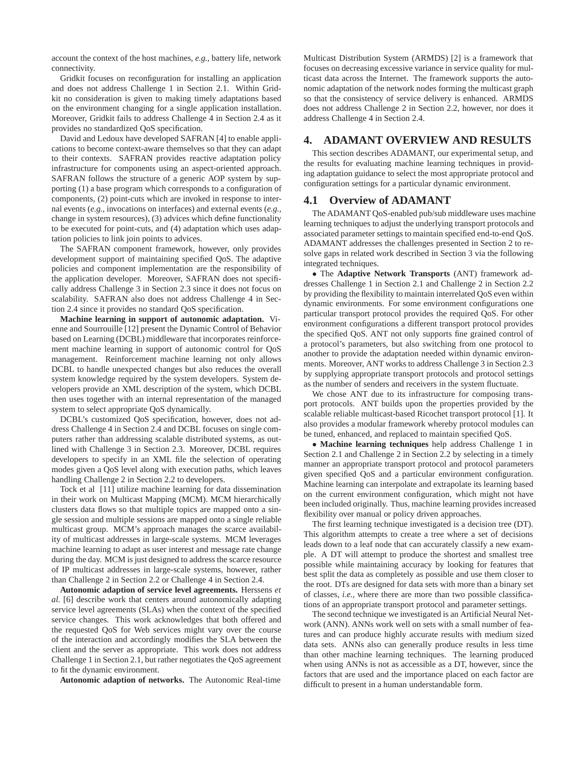account the context of the host machines, *e.g.*, battery life, network connectivity.

Gridkit focuses on reconfiguration for installing an application and does not address Challenge 1 in Section 2.1. Within Gridkit no consideration is given to making timely adaptations based on the environment changing for a single application installation. Moreover, Gridkit fails to address Challenge 4 in Section 2.4 as it provides no standardized QoS specification.

David and Ledoux have developed SAFRAN [4] to enable applications to become context-aware themselves so that they can adapt to their contexts. SAFRAN provides reactive adaptation policy infrastructure for components using an aspect-oriented approach. SAFRAN follows the structure of a generic AOP system by supporting (1) a base program which corresponds to a configuration of components, (2) point-cuts which are invoked in response to internal events (*e.g.*, invocations on interfaces) and external events (*e.g.*, change in system resources), (3) advices which define functionality to be executed for point-cuts, and (4) adaptation which uses adaptation policies to link join points to advices.

The SAFRAN component framework, however, only provides development support of maintaining specified QoS. The adaptive policies and component implementation are the responsibility of the application developer. Moreover, SAFRAN does not specifically address Challenge 3 in Section 2.3 since it does not focus on scalability. SAFRAN also does not address Challenge 4 in Section 2.4 since it provides no standard QoS specification.

**Machine learning in support of autonomic adaptation.** Vienne and Sourrouille [12] present the Dynamic Control of Behavior based on Learning (DCBL) middleware that incorporates reinforcement machine learning in support of autonomic control for QoS management. Reinforcement machine learning not only allows DCBL to handle unexpected changes but also reduces the overall system knowledge required by the system developers. System developers provide an XML description of the system, which DCBL then uses together with an internal representation of the managed system to select appropriate QoS dynamically.

DCBL's customized QoS specification, however, does not address Challenge 4 in Section 2.4 and DCBL focuses on single computers rather than addressing scalable distributed systems, as outlined with Challenge 3 in Section 2.3. Moreover, DCBL requires developers to specify in an XML file the selection of operating modes given a QoS level along with execution paths, which leaves handling Challenge 2 in Section 2.2 to developers.

Tock et al [11] utilize machine learning for data dissemination in their work on Multicast Mapping (MCM). MCM hierarchically clusters data flows so that multiple topics are mapped onto a single session and multiple sessions are mapped onto a single reliable multicast group. MCM's approach manages the scarce availability of multicast addresses in large-scale systems. MCM leverages machine learning to adapt as user interest and message rate change during the day. MCM is just designed to address the scarce resource of IP multicast addresses in large-scale systems, however, rather than Challenge 2 in Section 2.2 or Challenge 4 in Section 2.4.

**Autonomic adaption of service level agreements.** Herssens *et al.* [6] describe work that centers around autonomically adapting service level agreements (SLAs) when the context of the specified service changes. This work acknowledges that both offered and the requested QoS for Web services might vary over the course of the interaction and accordingly modifies the SLA between the client and the server as appropriate. This work does not address Challenge 1 in Section 2.1, but rather negotiates the QoS agreement to fit the dynamic environment.

**Autonomic adaption of networks.** The Autonomic Real-time Multicast Distribution System (ARMDS) [2] is a framework that focuses on decreasing excessive variance in service quality for multicast data across the Internet. The framework supports the autonomic adaptation of the network nodes forming the multicast graph so that the consistency of service delivery is enhanced. ARMDS does not address Challenge 2 in Section 2.2, however, nor does it address Challenge 4 in Section 2.4.

# 4. ADAMANT OVERVIEW AND RESULTS

This section describes ADAMANT, our experimental setup, and the results for evaluating machine learning techniques in providing adaptation guidance to select the most appropriate protocol and configuration settings for a particular dynamic environment.

## 4.1 Overview of ADAMANT

The ADAMANT QoS-enabled pub/sub middleware uses machine learning techniques to adjust the underlying transport protocols and associated parameter settings to maintain specified end-to-end QoS. ADAMANT addresses the challenges presented in Section 2 to resolve gaps in related work described in Section 3 via the following integrated techniques.

• The **Adaptive Network Transports** (ANT) framework addresses Challenge 1 in Section 2.1 and Challenge 2 in Section 2.2 by providing the flexibility to maintain interrelated QoS even within dynamic environments. For some environment configurations one particular transport protocol provides the required QoS. For other environment configurations a different transport protocol provides the specified QoS. ANT not only supports fine grained control of a protocol's parameters, but also switching from one protocol to another to provide the adaptation needed within dynamic environments. Moreover, ANT works to address Challenge 3 in Section 2.3 by supplying appropriate transport protocols and protocol settings as the number of senders and receivers in the system fluctuate.

We chose ANT due to its infrastructure for composing transport protocols. ANT builds upon the properties provided by the scalable reliable multicast-based Ricochet transport protocol [1]. It also provides a modular framework whereby protocol modules can be tuned, enhanced, and replaced to maintain specified QoS.

• **Machine learning techniques** help address Challenge 1 in Section 2.1 and Challenge 2 in Section 2.2 by selecting in a timely manner an appropriate transport protocol and protocol parameters given specified QoS and a particular environment configuration. Machine learning can interpolate and extrapolate its learning based on the current environment configuration, which might not have been included originally. Thus, machine learning provides increased flexibility over manual or policy driven approaches.

The first learning technique investigated is a decision tree (DT). This algorithm attempts to create a tree where a set of decisions leads down to a leaf node that can accurately classify a new example. A DT will attempt to produce the shortest and smallest tree possible while maintaining accuracy by looking for features that best split the data as completely as possible and use them closer to the root. DTs are designed for data sets with more than a binary set of classes, *i.e.*, where there are more than two possible classifications of an appropriate transport protocol and parameter settings.

The second technique we investigated is an Artificial Neural Network (ANN). ANNs work well on sets with a small number of features and can produce highly accurate results with medium sized data sets. ANNs also can generally produce results in less time than other machine learning techniques. The learning produced when using ANNs is not as accessible as a DT, however, since the factors that are used and the importance placed on each factor are difficult to present in a human understandable form.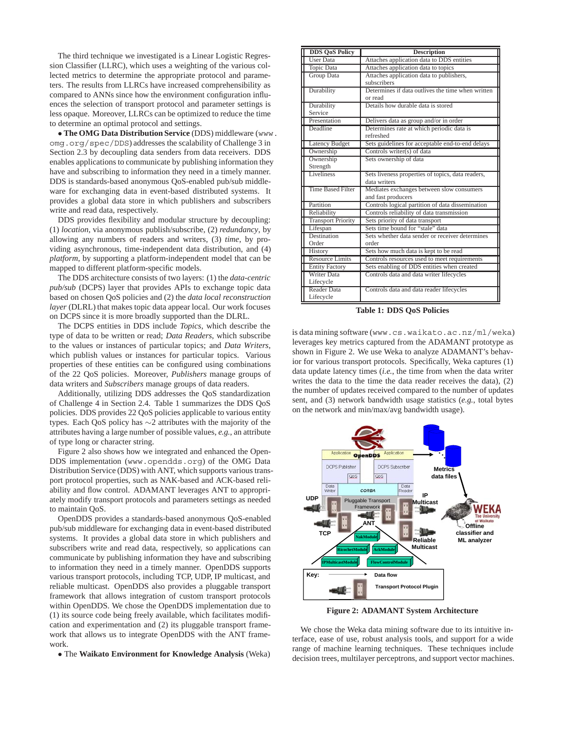The third technique we investigated is a Linear Logistic Regression Classifier (LLRC), which uses a weighting of the various collected metrics to determine the appropriate protocol and parameters. The results from LLRCs have increased comprehensibility as compared to ANNs since how the environment configuration influences the selection of transport protocol and parameter settings is less opaque. Moreover, LLRCs can be optimized to reduce the time to determine an optimal protocol and settings.

• **The OMG Data Distribution Service** (DDS) middleware (`www.omg.org/spec/DDS`) addresses the scalability of Challenge 3 in Section 2.3 by decoupling data senders from data receivers. DDS enables applications to communicate by publishing information they have and subscribing to information they need in a timely manner. DDS is standards-based anonymous QoS-enabled pub/sub middleware for exchanging data in event-based distributed systems. It provides a global data store in which publishers and subscribers write and read data, respectively.

DDS provides flexibility and modular structure by decoupling: (1) *location*, via anonymous publish/subscribe, (2) *redundancy*, by allowing any numbers of readers and writers, (3) *time*, by providing asynchronous, time-independent data distribution, and (4) *platform*, by supporting a platform-independent model that can be mapped to different platform-specific models.

The DDS architecture consists of two layers: (1) the *data-centric pub/sub* (DCPS) layer that provides APIs to exchange topic data based on chosen QoS policies and (2) the *data local reconstruction layer* (DLRL) that makes topic data appear local. Our work focuses on DCPS since it is more broadly supported than the DLRL.

The DCPS entities in DDS include *Topics*, which describe the type of data to be written or read; *Data Readers*, which subscribe to the values or instances of particular topics; and *Data Writers*, which publish values or instances for particular topics. Various properties of these entities can be configured using combinations of the 22 QoS policies. Moreover, *Publishers* manage groups of data writers and *Subscribers* manage groups of data readers.

Additionally, utilizing DDS addresses the QoS standardization of Challenge 4 in Section 2.4. Table 1 summarizes the DDS QoS policies. DDS provides 22 QoS policies applicable to various entity types. Each QoS policy has ∼2 attributes with the majority of the attributes having a large number of possible values, *e.g.*, an attribute of type long or character string.

Figure 2 also shows how we integrated and enhanced the OpenDDS implementation (`www.opendds.org`) of the OMG Data Distribution Service (DDS) with ANT, which supports various transport protocol properties, such as NAK-based and ACK-based reliability and flow control. ADAMANT leverages ANT to appropriately modify transport protocols and parameters settings as needed to maintain QoS.

OpenDDS provides a standards-based anonymous QoS-enabled pub/sub middleware for exchanging data in event-based distributed systems. It provides a global data store in which publishers and subscribers write and read data, respectively, so applications can communicate by publishing information they have and subscribing to information they need in a timely manner. OpenDDS supports various transport protocols, including TCP, UDP, IP multicast, and reliable multicast. OpenDDS also provides a pluggable transport framework that allows integration of custom transport protocols within OpenDDS. We chose the OpenDDS implementation due to (1) its source code being freely available, which facilitates modification and experimentation and (2) its pluggable transport framework that allows us to integrate OpenDDS with the ANT framework.

• The **Waikato Environment for Knowledge Analysis** (Weka) is data mining software (`www.cs.waikato.ac.nz/ml/weka`) leverages key metrics captured from the ADAMANT prototype as shown in Figure 2. We use Weka to analyze ADAMANT's behavior for various transport protocols. Specifically, Weka captures (1) data update latency times (*i.e.*, the time from when the data writer writes the data to the time the data reader receives the data), (2) the number of updates received compared to the number of updates sent, and (3) network bandwidth usage statistics (*e.g.*, total bytes on the network and min/max/avg bandwidth usage).

| DDS QoS Policy | Description |
|---|---|
| User Data | Attaches application data to DDS entities |
| Topic Data | Attaches application data to topics |
| Group Data | Attaches application data to publishers, subscribers |
| Durability | Determines if data outlives the time when written or read |
| Durability Service | Details how durable data is stored |
| Presentation | Delivers data as group and/or in order |
| Deadline | Determines rate at which periodic data is refreshed |
| Latency Budget | Sets guidelines for acceptable end-to-end delays |
| Ownership | Controls writer(s) of data |
| Ownership Strength | Sets ownership of data |
| Liveliness | Sets liveness properties of topics, data readers, data writers |
| Time Based Filter | Mediates exchanges between slow consumers and fast producers |
| Partition | Controls logical partition of data dissemination |
| Reliability | Controls reliability of data transmission |
| Transport Priority | Sets priority of data transport |
| Lifespan | Sets time bound for "stale" data |
| Destination Order | Sets whether data sender or receiver determines order |
| History | Sets how much data is kept to be read |
| Resource Limits | Controls resources used to meet requirements |
| Entity Factory | Sets enabling of DDS entities when created |
| Writer Data Lifecycle | Controls data and data writer lifecycles |
| Reader Data Lifecycle | Controls data and data reader lifecycles |

**Table 1: DDS QoS Policies**

**Figure 2: ADAMANT System Architecture**

We chose the Weka data mining software due to its intuitive interface, ease of use, robust analysis tools, and support for a wide range of machine learning techniques. These techniques include decision trees, multilayer perceptrons, and support vector machines.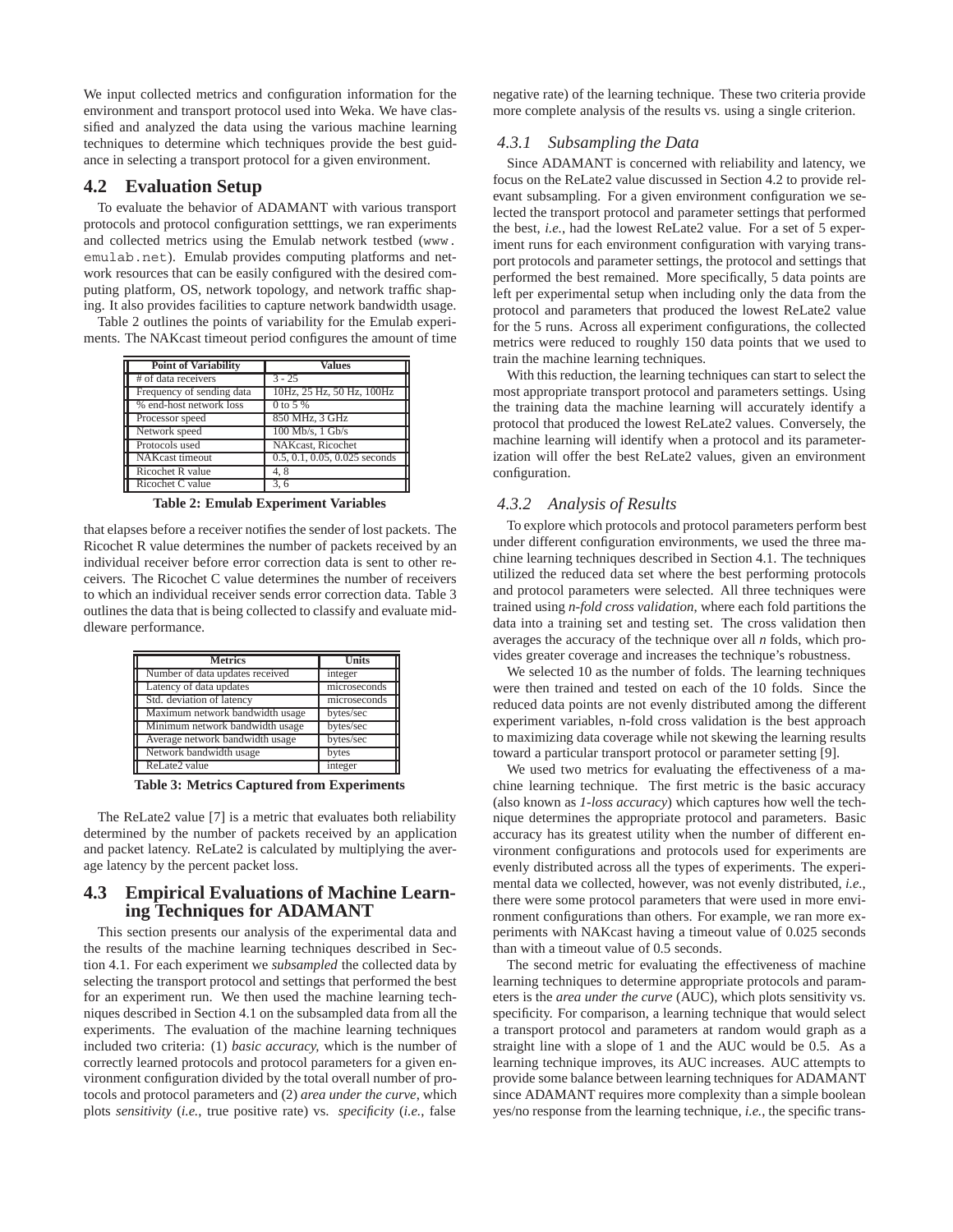We input collected metrics and configuration information for the environment and transport protocol used into Weka. We have classified and analyzed the data using the various machine learning techniques to determine which techniques provide the best guidance in selecting a transport protocol for a given environment.

## 4.2 Evaluation Setup

To evaluate the behavior of ADAMANT with various transport protocols and protocol configuration setttings, we ran experiments and collected metrics using the Emulab network testbed (www.emulab.net). Emulab provides computing platforms and network resources that can be easily configured with the desired computing platform, OS, network topology, and network traffic shaping. It also provides facilities to capture network bandwidth usage.

Table 2 outlines the points of variability for the Emulab experiments. The NAKcast timeout period configures the amount of time that elapses before a receiver notifies the sender of lost packets. The Ricochet R value determines the number of packets received by an individual receiver before error correction data is sent to other receivers. The Ricochet C value determines the number of receivers to which an individual receiver sends error correction data. Table 3 outlines the data that is being collected to classify and evaluate middleware performance.

| Point of Variability | Values |
|---|---|
| # of data receivers | 3 - 25 |
| Frequency of sending data | 10Hz, 25 Hz, 50 Hz, 100Hz |
| % end-host network loss | 0 to 5 % |
| Processor speed | 850 MHz, 3 GHz |
| Network speed | 100 Mb/s, 1 Gb/s |
| Protocols used | NAKcast, Ricochet |
| NAKcast timeout | 0.5, 0.1, 0.05, 0.025 seconds |
| Ricochet R value | 4, 8 |
| Ricochet C value | 3, 6 |

**Table 2: Emulab Experiment Variables**

| Metrics | Units |
|---|---|
| Number of data updates received | integer |
| Latency of data updates | microseconds |
| Std. deviation of latency | microseconds |
| Maximum network bandwidth usage | bytes/sec |
| Minimum network bandwidth usage | bytes/sec |
| Average network bandwidth usage | bytes/sec |
| Network bandwidth usage | bytes |
| ReLate2 value | integer |

**Table 3: Metrics Captured from Experiments**

The ReLate2 value [7] is a metric that evaluates both reliability determined by the number of packets received by an application and packet latency. ReLate2 is calculated by multiplying the average latency by the percent packet loss.

## 4.3 Empirical Evaluations of Machine Learning Techniques for ADAMANT

This section presents our analysis of the experimental data and the results of the machine learning techniques described in Section 4.1. For each experiment we *subsampled* the collected data by selecting the transport protocol and settings that performed the best for an experiment run. We then used the machine learning techniques described in Section 4.1 on the subsampled data from all the experiments. The evaluation of the machine learning techniques included two criteria: (1) *basic accuracy,* which is the number of correctly learned protocols and protocol parameters for a given environment configuration divided by the total overall number of protocols and protocol parameters and (2) *area under the curve*, which plots *sensitivity* (*i.e.*, true positive rate) vs. *specificity* (*i.e.*, false negative rate) of the learning technique. These two criteria provide more complete analysis of the results vs. using a single criterion.

### 4.3.1 Subsampling the Data

Since ADAMANT is concerned with reliability and latency, we focus on the ReLate2 value discussed in Section 4.2 to provide relevant subsampling. For a given environment configuration we selected the transport protocol and parameter settings that performed the best, *i.e.*, had the lowest ReLate2 value. For a set of 5 experiment runs for each environment configuration with varying transport protocols and parameter settings, the protocol and settings that performed the best remained. More specifically, 5 data points are left per experimental setup when including only the data from the protocol and parameters that produced the lowest ReLate2 value for the 5 runs. Across all experiment configurations, the collected metrics were reduced to roughly 150 data points that we used to train the machine learning techniques.

With this reduction, the learning techniques can start to select the most appropriate transport protocol and parameters settings. Using the training data the machine learning will accurately identify a protocol that produced the lowest ReLate2 values. Conversely, the machine learning will identify when a protocol and its parameterization will offer the best ReLate2 values, given an environment configuration.

### 4.3.2 Analysis of Results

To explore which protocols and protocol parameters perform best under different configuration environments, we used the three machine learning techniques described in Section 4.1. The techniques utilized the reduced data set where the best performing protocols and protocol parameters were selected. All three techniques were trained using *n-fold cross validation*, where each fold partitions the data into a training set and testing set. The cross validation then averages the accuracy of the technique over all *n* folds, which provides greater coverage and increases the technique's robustness.

We selected 10 as the number of folds. The learning techniques were then trained and tested on each of the 10 folds. Since the reduced data points are not evenly distributed among the different experiment variables, n-fold cross validation is the best approach to maximizing data coverage while not skewing the learning results toward a particular transport protocol or parameter setting [9].

We used two metrics for evaluating the effectiveness of a machine learning technique. The first metric is the basic accuracy (also known as *1-loss accuracy*) which captures how well the technique determines the appropriate protocol and parameters. Basic accuracy has its greatest utility when the number of different environment configurations and protocols used for experiments are evenly distributed across all the types of experiments. The experimental data we collected, however, was not evenly distributed, *i.e.*, there were some protocol parameters that were used in more environment configurations than others. For example, we ran more experiments with NAKcast having a timeout value of 0.025 seconds than with a timeout value of 0.5 seconds.

The second metric for evaluating the effectiveness of machine learning techniques to determine appropriate protocols and parameters is the *area under the curve* (AUC), which plots sensitivity vs. specificity. For comparison, a learning technique that would select a transport protocol and parameters at random would graph as a straight line with a slope of 1 and the AUC would be 0.5. As a learning technique improves, its AUC increases. AUC attempts to provide some balance between learning techniques for ADAMANT since ADAMANT requires more complexity than a simple boolean yes/no response from the learning technique, *i.e.*, the specific trans-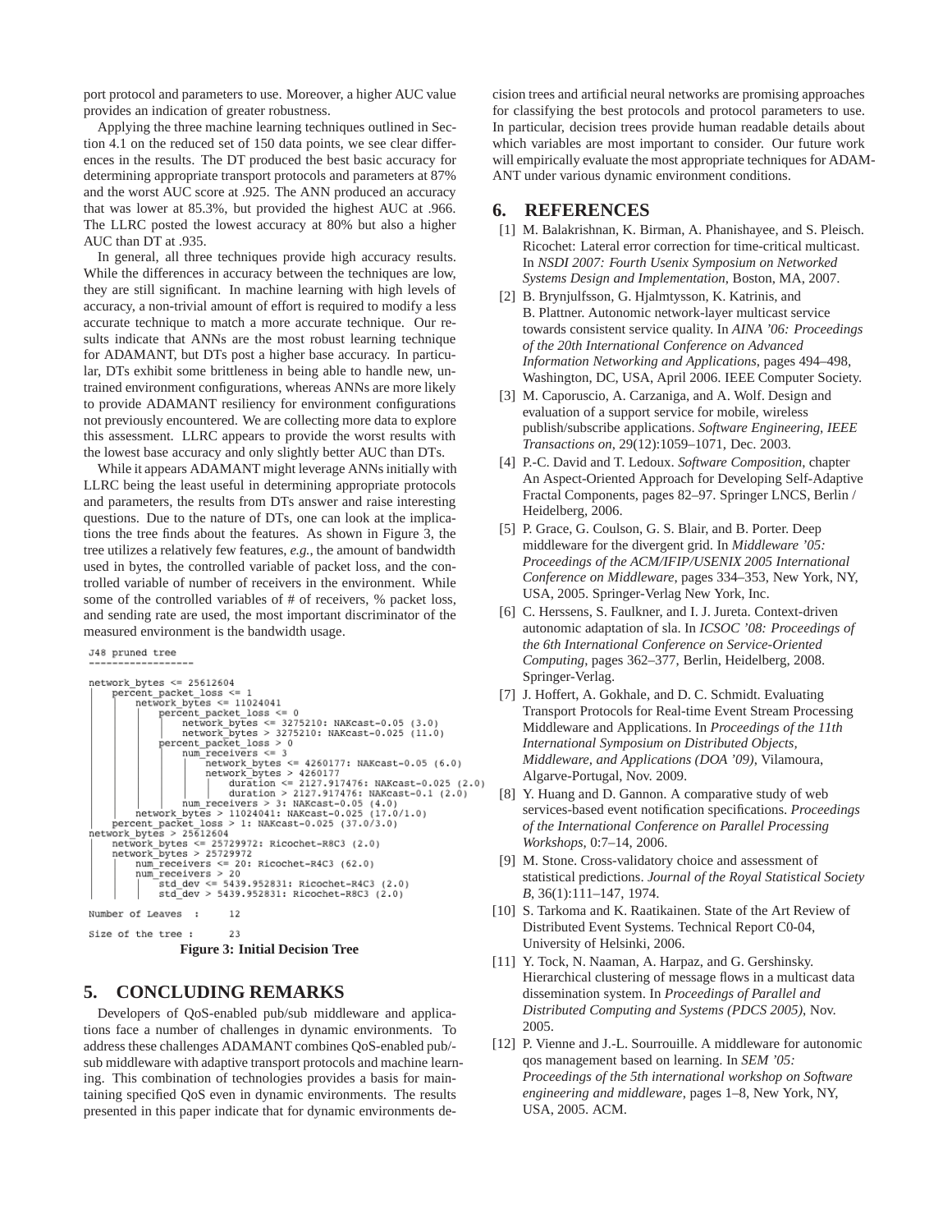port protocol and parameters to use. Moreover, a higher AUC value provides an indication of greater robustness.

Applying the three machine learning techniques outlined in Section 4.1 on the reduced set of 150 data points, we see clear differences in the results. The DT produced the best basic accuracy for determining appropriate transport protocols and parameters at 87% and the worst AUC score at .925. The ANN produced an accuracy that was lower at 85.3%, but provided the highest AUC at .966. The LLRC posted the lowest accuracy at 80% but also a higher AUC than DT at .935.

In general, all three techniques provide high accuracy results. While the differences in accuracy between the techniques are low, they are still significant. In machine learning with high levels of accuracy, a non-trivial amount of effort is required to modify a less accurate technique to match a more accurate technique. Our results indicate that ANNs are the most robust learning technique for ADAMANT, but DTs post a higher base accuracy. In particular, DTs exhibit some brittleness in being able to handle new, untrained environment configurations, whereas ANNs are more likely to provide ADAMANT resiliency for environment configurations not previously encountered. We are collecting more data to explore this assessment. LLRC appears to provide the worst results with the lowest base accuracy and only slightly better AUC than DTs.

While it appears ADAMANT might leverage ANNs initially with LLRC being the least useful in determining appropriate protocols and parameters, the results from DTs answer and raise interesting questions. Due to the nature of DTs, one can look at the implications the tree finds about the features. As shown in Figure 3, the tree utilizes a relatively few features, *e.g.,* the amount of bandwidth used in bytes, the controlled variable of packet loss, and the controlled variable of number of receivers in the environment. While some of the controlled variables of # of receivers, % packet loss, and sending rate are used, the most important discriminator of the measured environment is the bandwidth usage.

```
J48 pruned tree
------------------

network_bytes <= 25612604
|   percent_packet_loss <= 1
|   |   network_bytes <= 11024041
|   |   |   percent_packet_loss <= 0
|   |   |   |   network_bytes <= 3275210: NAKcast-0.05 (3.0)
|   |   |   |   network_bytes > 3275210: NAKcast-0.025 (11.0)
|   |   |   percent_packet_loss > 0
|   |   |   |   num_receivers <= 3
|   |   |   |   |   network_bytes <= 4260177: NAKcast-0.05 (6.0)
|   |   |   |   |   network_bytes > 4260177
|   |   |   |   |   |   duration <= 2127.917476: NAKcast-0.025 (2.0)
|   |   |   |   |   |   duration > 2127.917476: NAKcast-0.1 (2.0)
|   |   |   |   num_receivers > 3: NAKcast-0.05 (4.0)
|   |   network_bytes > 11024041: NAKcast-0.025 (17.0/1.0)
|   percent_packet_loss > 1: NAKcast-0.025 (37.0/3.0)
network_bytes > 25612604
|   network_bytes <= 25729972: Ricochet-R8C3 (2.0)
|   network_bytes > 25729972
|   |   num_receivers <= 20: Ricochet-R4C3 (62.0)
|   |   num_receivers > 20
|   |   |   std_dev <= 5439.952831: Ricochet-R4C3 (2.0)
|   |   |   std_dev > 5439.952831: Ricochet-R8C3 (2.0)

Number of Leaves  :     12

Size of the tree :      23
```

**Figure 3: Initial Decision Tree**

## 5. CONCLUDING REMARKS

Developers of QoS-enabled pub/sub middleware and applications face a number of challenges in dynamic environments. To address these challenges ADAMANT combines QoS-enabled pub/sub middleware with adaptive transport protocols and machine learning. This combination of technologies provides a basis for maintaining specified QoS even in dynamic environments. The results presented in this paper indicate that for dynamic environments decision trees and artificial neural networks are promising approaches for classifying the best protocols and protocol parameters to use. In particular, decision trees provide human readable details about which variables are most important to consider. Our future work will empirically evaluate the most appropriate techniques for ADAMANT under various dynamic environment conditions.

## 6. REFERENCES

[1] M. Balakrishnan, K. Birman, A. Phanishayee, and S. Pleisch. Ricochet: Lateral error correction for time-critical multicast. In *NSDI 2007: Fourth Usenix Symposium on Networked Systems Design and Implementation*, Boston, MA, 2007.

[2] B. Brynjulfsson, G. Hjalmtysson, K. Katrinis, and B. Plattner. Autonomic network-layer multicast service towards consistent service quality. In *AINA '06: Proceedings of the 20th International Conference on Advanced Information Networking and Applications*, pages 494–498, Washington, DC, USA, April 2006. IEEE Computer Society.

[3] M. Caporuscio, A. Carzaniga, and A. Wolf. Design and evaluation of a support service for mobile, wireless publish/subscribe applications. *Software Engineering, IEEE Transactions on*, 29(12):1059–1071, Dec. 2003.

[4] P.-C. David and T. Ledoux. *Software Composition*, chapter An Aspect-Oriented Approach for Developing Self-Adaptive Fractal Components, pages 82–97. Springer LNCS, Berlin / Heidelberg, 2006.

[5] P. Grace, G. Coulson, G. S. Blair, and B. Porter. Deep middleware for the divergent grid. In *Middleware '05: Proceedings of the ACM/IFIP/USENIX 2005 International Conference on Middleware*, pages 334–353, New York, NY, USA, 2005. Springer-Verlag New York, Inc.

[6] C. Herssens, S. Faulkner, and I. J. Jureta. Context-driven autonomic adaptation of sla. In *ICSOC '08: Proceedings of the 6th International Conference on Service-Oriented Computing*, pages 362–377, Berlin, Heidelberg, 2008. Springer-Verlag.

[7] J. Hoffert, A. Gokhale, and D. C. Schmidt. Evaluating Transport Protocols for Real-time Event Stream Processing Middleware and Applications. In *Proceedings of the 11th International Symposium on Distributed Objects, Middleware, and Applications (DOA '09)*, Vilamoura, Algarve-Portugal, Nov. 2009.

[8] Y. Huang and D. Gannon. A comparative study of web services-based event notification specifications. *Proceedings of the International Conference on Parallel Processing Workshops*, 0:7–14, 2006.

[9] M. Stone. Cross-validatory choice and assessment of statistical predictions. *Journal of the Royal Statistical Society B*, 36(1):111–147, 1974.

[10] S. Tarkoma and K. Raatikainen. State of the Art Review of Distributed Event Systems. Technical Report C0-04, University of Helsinki, 2006.

[11] Y. Tock, N. Naaman, A. Harpaz, and G. Gershinsky. Hierarchical clustering of message flows in a multicast data dissemination system. In *Proceedings of Parallel and Distributed Computing and Systems (PDCS 2005)*, Nov. 2005.

[12] P. Vienne and J.-L. Sourrouille. A middleware for autonomic qos management based on learning. In *SEM '05: Proceedings of the 5th international workshop on Software engineering and middleware*, pages 1–8, New York, NY, USA, 2005. ACM.